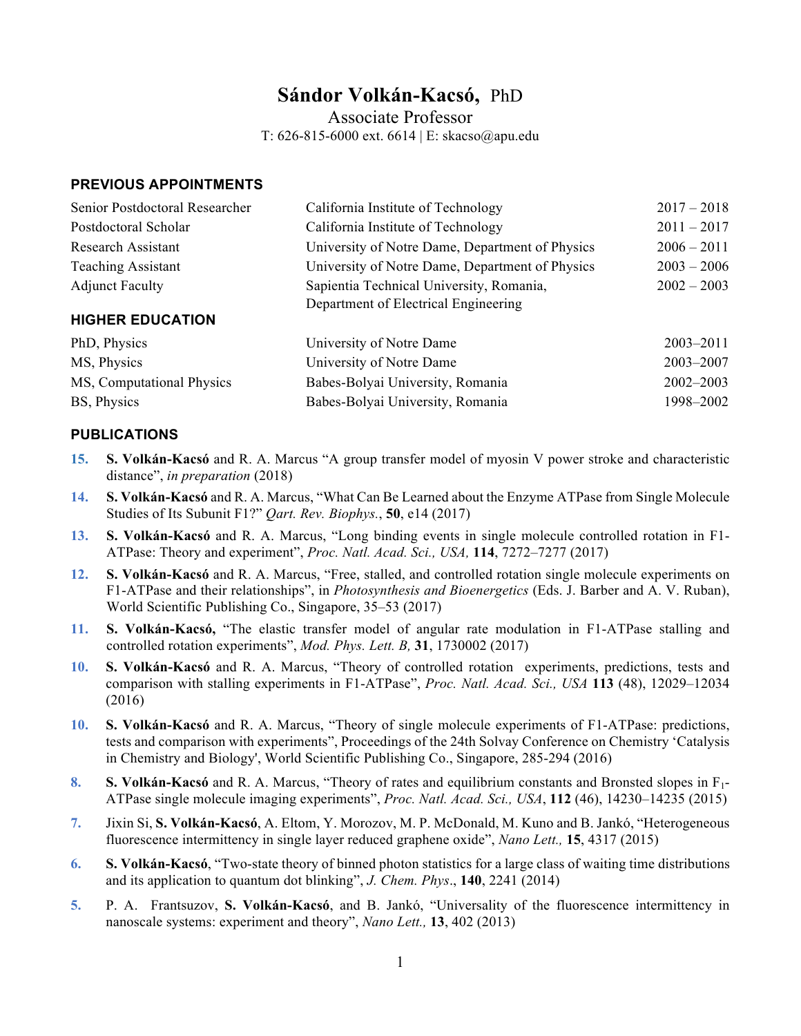# Sándor Volkán-Kacsó, PhD

Associate Professor

T: 626-815-6000 ext. 6614 | E: skacso@apu.edu

## PREVIOUS APPOINTMENTS

| | | |
|---|---|---|
| Senior Postdoctoral Researcher | California Institute of Technology | 2017 – 2018 |
| Postdoctoral Scholar | California Institute of Technology | 2011 – 2017 |
| Research Assistant | University of Notre Dame, Department of Physics | 2006 – 2011 |
| Teaching Assistant | University of Notre Dame, Department of Physics | 2003 – 2006 |
| Adjunct Faculty | Sapientia Technical University, Romania, Department of Electrical Engineering | 2002 – 2003 |

## HIGHER EDUCATION

| | | |
|---|---|---|
| PhD, Physics | University of Notre Dame | 2003–2011 |
| MS, Physics | University of Notre Dame | 2003–2007 |
| MS, Computational Physics | Babes-Bolyai University, Romania | 2002–2003 |
| BS, Physics | Babes-Bolyai University, Romania | 1998–2002 |

## PUBLICATIONS

**15.** **S. Volkán-Kacsó** and R. A. Marcus "A group transfer model of myosin V power stroke and characteristic distance", *in preparation* (2018)

**14.** **S. Volkán-Kacsó** and R. A. Marcus, "What Can Be Learned about the Enzyme ATPase from Single Molecule Studies of Its Subunit F1?" *Qart. Rev. Biophys.*, **50**, e14 (2017)

**13.** **S. Volkán-Kacsó** and R. A. Marcus, "Long binding events in single molecule controlled rotation in F1-ATPase: Theory and experiment", *Proc. Natl. Acad. Sci., USA,* **114**, 7272–7277 (2017)

**12.** **S. Volkán-Kacsó** and R. A. Marcus, "Free, stalled, and controlled rotation single molecule experiments on F1-ATPase and their relationships", in *Photosynthesis and Bioenergetics* (Eds. J. Barber and A. V. Ruban), World Scientific Publishing Co., Singapore, 35–53 (2017)

**11.** **S. Volkán-Kacsó,** "The elastic transfer model of angular rate modulation in F1-ATPase stalling and controlled rotation experiments", *Mod. Phys. Lett. B,* **31**, 1730002 (2017)

**10.** **S. Volkán-Kacsó** and R. A. Marcus, "Theory of controlled rotation experiments, predictions, tests and comparison with stalling experiments in F1-ATPase", *Proc. Natl. Acad. Sci., USA* **113** (48), 12029–12034 (2016)

**10.** **S. Volkán-Kacsó** and R. A. Marcus, "Theory of single molecule experiments of F1-ATPase: predictions, tests and comparison with experiments", Proceedings of the 24th Solvay Conference on Chemistry 'Catalysis in Chemistry and Biology', World Scientific Publishing Co., Singapore, 285-294 (2016)

**8.** **S. Volkán-Kacsó** and R. A. Marcus, "Theory of rates and equilibrium constants and Bronsted slopes in $F_1$-ATPase single molecule imaging experiments", *Proc. Natl. Acad. Sci., USA*, **112** (46), 14230–14235 (2015)

**7.** Jixin Si, **S. Volkán-Kacsó**, A. Eltom, Y. Morozov, M. P. McDonald, M. Kuno and B. Jankó, "Heterogeneous fluorescence intermittency in single layer reduced graphene oxide", *Nano Lett.,* **15**, 4317 (2015)

**6.** **S. Volkán-Kacsó**, "Two-state theory of binned photon statistics for a large class of waiting time distributions and its application to quantum dot blinking", *J. Chem. Phys*., **140**, 2241 (2014)

**5.** P. A. Frantsuzov, **S. Volkán-Kacsó**, and B. Jankó, "Universality of the fluorescence intermittency in nanoscale systems: experiment and theory", *Nano Lett.,* **13**, 402 (2013)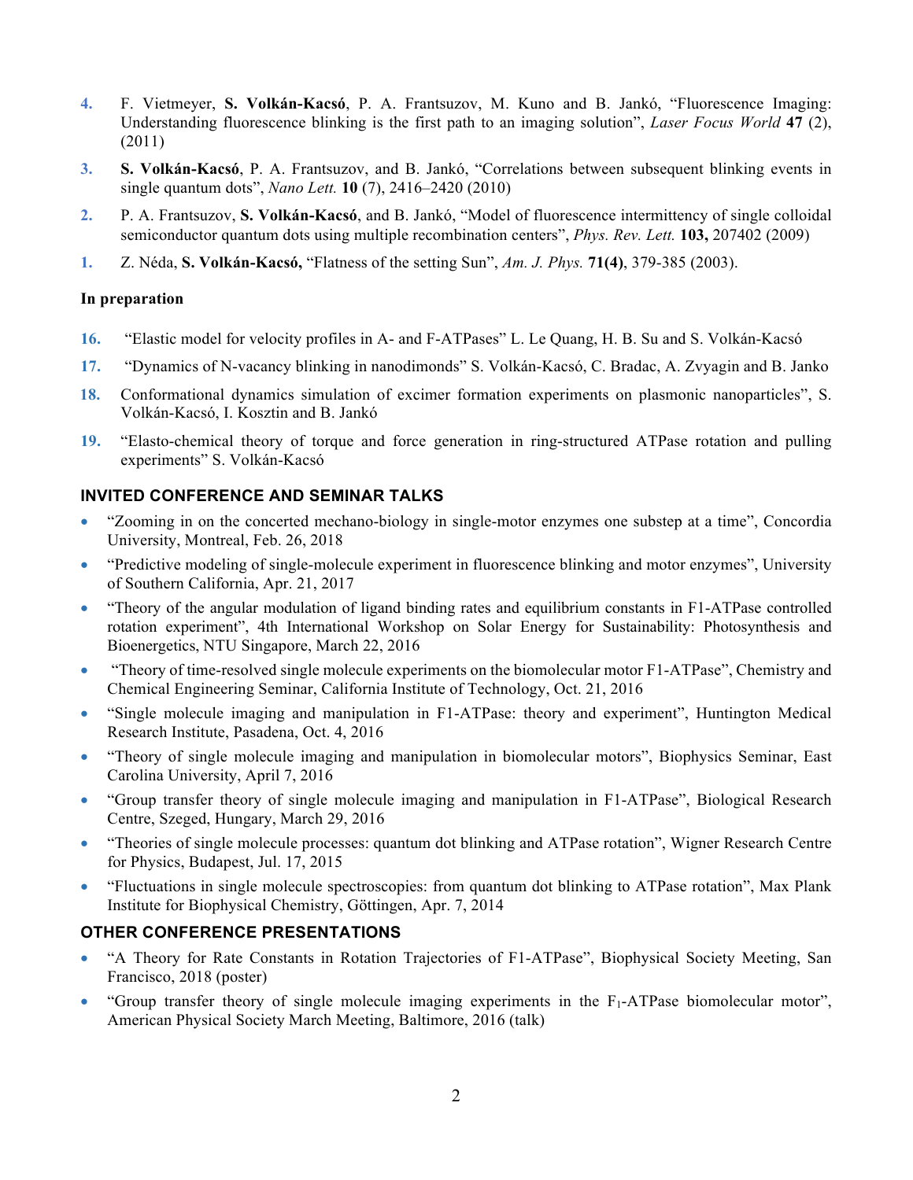4. F. Vietmeyer, **S. Volkán-Kacsó**, P. A. Frantsuzov, M. Kuno and B. Jankó, "Fluorescence Imaging: Understanding fluorescence blinking is the first path to an imaging solution", *Laser Focus World* **47** (2), (2011)

3. **S. Volkán-Kacsó**, P. A. Frantsuzov, and B. Jankó, "Correlations between subsequent blinking events in single quantum dots", *Nano Lett.* **10** (7), 2416–2420 (2010)

2. P. A. Frantsuzov, **S. Volkán-Kacsó**, and B. Jankó, "Model of fluorescence intermittency of single colloidal semiconductor quantum dots using multiple recombination centers", *Phys. Rev. Lett.* **103,** 207402 (2009)

1. Z. Néda, **S. Volkán-Kacsó,** "Flatness of the setting Sun", *Am. J. Phys.* **71(4)**, 379-385 (2003).

### In preparation

16. "Elastic model for velocity profiles in A- and F-ATPases" L. Le Quang, H. B. Su and S. Volkán-Kacsó

17. "Dynamics of N-vacancy blinking in nanodimonds" S. Volkán-Kacsó, C. Bradac, A. Zvyagin and B. Janko

18. Conformational dynamics simulation of excimer formation experiments on plasmonic nanoparticles", S. Volkán-Kacsó, I. Kosztin and B. Jankó

19. "Elasto-chemical theory of torque and force generation in ring-structured ATPase rotation and pulling experiments" S. Volkán-Kacsó

## INVITED CONFERENCE AND SEMINAR TALKS

- "Zooming in on the concerted mechano-biology in single-motor enzymes one substep at a time", Concordia University, Montreal, Feb. 26, 2018
- "Predictive modeling of single-molecule experiment in fluorescence blinking and motor enzymes", University of Southern California, Apr. 21, 2017
- "Theory of the angular modulation of ligand binding rates and equilibrium constants in F1-ATPase controlled rotation experiment", 4th International Workshop on Solar Energy for Sustainability: Photosynthesis and Bioenergetics, NTU Singapore, March 22, 2016
- "Theory of time-resolved single molecule experiments on the biomolecular motor F1-ATPase", Chemistry and Chemical Engineering Seminar, California Institute of Technology, Oct. 21, 2016
- "Single molecule imaging and manipulation in F1-ATPase: theory and experiment", Huntington Medical Research Institute, Pasadena, Oct. 4, 2016
- "Theory of single molecule imaging and manipulation in biomolecular motors", Biophysics Seminar, East Carolina University, April 7, 2016
- "Group transfer theory of single molecule imaging and manipulation in F1-ATPase", Biological Research Centre, Szeged, Hungary, March 29, 2016
- "Theories of single molecule processes: quantum dot blinking and ATPase rotation", Wigner Research Centre for Physics, Budapest, Jul. 17, 2015
- "Fluctuations in single molecule spectroscopies: from quantum dot blinking to ATPase rotation", Max Plank Institute for Biophysical Chemistry, Göttingen, Apr. 7, 2014

## OTHER CONFERENCE PRESENTATIONS

- "A Theory for Rate Constants in Rotation Trajectories of F1-ATPase", Biophysical Society Meeting, San Francisco, 2018 (poster)
- "Group transfer theory of single molecule imaging experiments in the $F_1$-ATPase biomolecular motor", American Physical Society March Meeting, Baltimore, 2016 (talk)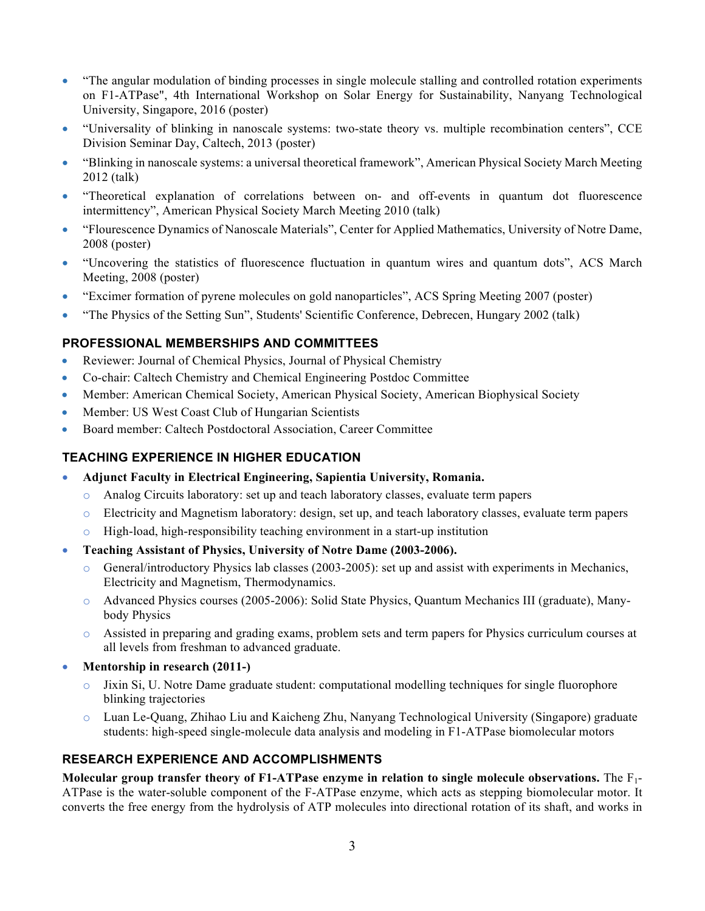- "The angular modulation of binding processes in single molecule stalling and controlled rotation experiments on F1-ATPase", 4th International Workshop on Solar Energy for Sustainability, Nanyang Technological University, Singapore, 2016 (poster)
- "Universality of blinking in nanoscale systems: two-state theory vs. multiple recombination centers", CCE Division Seminar Day, Caltech, 2013 (poster)
- "Blinking in nanoscale systems: a universal theoretical framework", American Physical Society March Meeting 2012 (talk)
- "Theoretical explanation of correlations between on- and off-events in quantum dot fluorescence intermittency", American Physical Society March Meeting 2010 (talk)
- "Flourescence Dynamics of Nanoscale Materials", Center for Applied Mathematics, University of Notre Dame, 2008 (poster)
- "Uncovering the statistics of fluorescence fluctuation in quantum wires and quantum dots", ACS March Meeting, 2008 (poster)
- "Excimer formation of pyrene molecules on gold nanoparticles", ACS Spring Meeting 2007 (poster)
- "The Physics of the Setting Sun", Students' Scientific Conference, Debrecen, Hungary 2002 (talk)

## PROFESSIONAL MEMBERSHIPS AND COMMITTEES

- Reviewer: Journal of Chemical Physics, Journal of Physical Chemistry
- Co-chair: Caltech Chemistry and Chemical Engineering Postdoc Committee
- Member: American Chemical Society, American Physical Society, American Biophysical Society
- Member: US West Coast Club of Hungarian Scientists
- Board member: Caltech Postdoctoral Association, Career Committee

## TEACHING EXPERIENCE IN HIGHER EDUCATION

- **Adjunct Faculty in Electrical Engineering, Sapientia University, Romania.**
  - Analog Circuits laboratory: set up and teach laboratory classes, evaluate term papers
  - Electricity and Magnetism laboratory: design, set up, and teach laboratory classes, evaluate term papers
  - High-load, high-responsibility teaching environment in a start-up institution
- **Teaching Assistant of Physics, University of Notre Dame (2003-2006).**
  - General/introductory Physics lab classes (2003-2005): set up and assist with experiments in Mechanics, Electricity and Magnetism, Thermodynamics.
  - Advanced Physics courses (2005-2006): Solid State Physics, Quantum Mechanics III (graduate), Many-body Physics
  - Assisted in preparing and grading exams, problem sets and term papers for Physics curriculum courses at all levels from freshman to advanced graduate.
- **Mentorship in research (2011-)**
  - Jixin Si, U. Notre Dame graduate student: computational modelling techniques for single fluorophore blinking trajectories
  - Luan Le-Quang, Zhihao Liu and Kaicheng Zhu, Nanyang Technological University (Singapore) graduate students: high-speed single-molecule data analysis and modeling in F1-ATPase biomolecular motors

## RESEARCH EXPERIENCE AND ACCOMPLISHMENTS

**Molecular group transfer theory of F1-ATPase enzyme in relation to single molecule observations.** The $F_1$-ATPase is the water-soluble component of the F-ATPase enzyme, which acts as stepping biomolecular motor. It converts the free energy from the hydrolysis of ATP molecules into directional rotation of its shaft, and works in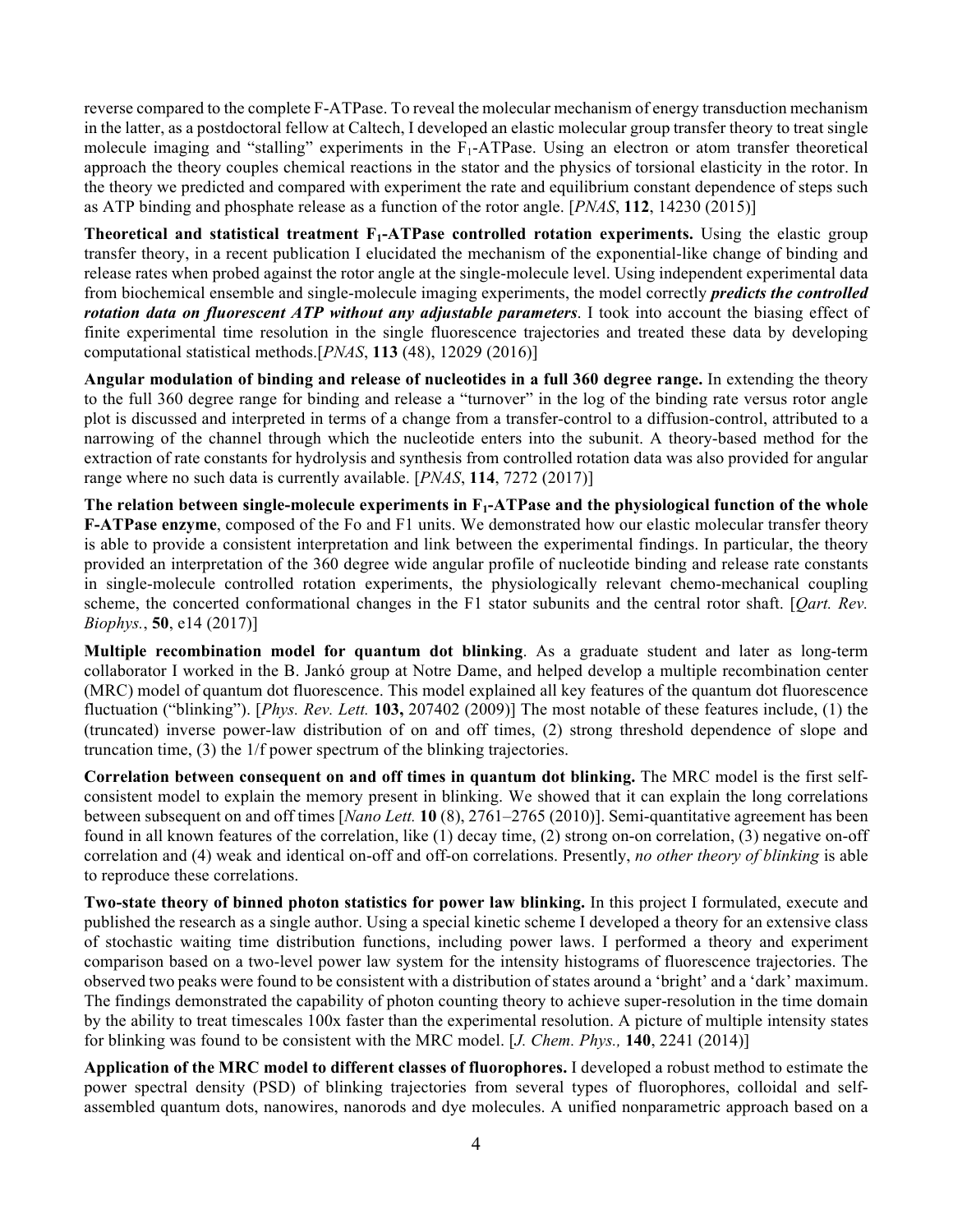reverse compared to the complete F-ATPase. To reveal the molecular mechanism of energy transduction mechanism in the latter, as a postdoctoral fellow at Caltech, I developed an elastic molecular group transfer theory to treat single molecule imaging and "stalling" experiments in the $F_1$-ATPase. Using an electron or atom transfer theoretical approach the theory couples chemical reactions in the stator and the physics of torsional elasticity in the rotor. In the theory we predicted and compared with experiment the rate and equilibrium constant dependence of steps such as ATP binding and phosphate release as a function of the rotor angle. [*PNAS*, **112**, 14230 (2015)]

**Theoretical and statistical treatment $F_1$-ATPase controlled rotation experiments.** Using the elastic group transfer theory, in a recent publication I elucidated the mechanism of the exponential-like change of binding and release rates when probed against the rotor angle at the single-molecule level. Using independent experimental data from biochemical ensemble and single-molecule imaging experiments, the model correctly ***predicts the controlled rotation data on fluorescent ATP without any adjustable parameters***. I took into account the biasing effect of finite experimental time resolution in the single fluorescence trajectories and treated these data by developing computational statistical methods.[*PNAS*, **113** (48), 12029 (2016)]

**Angular modulation of binding and release of nucleotides in a full 360 degree range.** In extending the theory to the full 360 degree range for binding and release a "turnover" in the log of the binding rate versus rotor angle plot is discussed and interpreted in terms of a change from a transfer-control to a diffusion-control, attributed to a narrowing of the channel through which the nucleotide enters into the subunit. A theory-based method for the extraction of rate constants for hydrolysis and synthesis from controlled rotation data was also provided for angular range where no such data is currently available. [*PNAS*, **114**, 7272 (2017)]

**The relation between single-molecule experiments in $F_1$-ATPase and the physiological function of the whole F-ATPase enzyme**, composed of the Fo and F1 units. We demonstrated how our elastic molecular transfer theory is able to provide a consistent interpretation and link between the experimental findings. In particular, the theory provided an interpretation of the 360 degree wide angular profile of nucleotide binding and release rate constants in single-molecule controlled rotation experiments, the physiologically relevant chemo-mechanical coupling scheme, the concerted conformational changes in the F1 stator subunits and the central rotor shaft. [*Qart. Rev. Biophys.*, **50**, e14 (2017)]

**Multiple recombination model for quantum dot blinking**. As a graduate student and later as long-term collaborator I worked in the B. Jankó group at Notre Dame, and helped develop a multiple recombination center (MRC) model of quantum dot fluorescence. This model explained all key features of the quantum dot fluorescence fluctuation ("blinking"). [*Phys. Rev. Lett.* **103,** 207402 (2009)] The most notable of these features include, (1) the (truncated) inverse power-law distribution of on and off times, (2) strong threshold dependence of slope and truncation time, (3) the 1/f power spectrum of the blinking trajectories.

**Correlation between consequent on and off times in quantum dot blinking.** The MRC model is the first self-consistent model to explain the memory present in blinking. We showed that it can explain the long correlations between subsequent on and off times [*Nano Lett.* **10** (8), 2761–2765 (2010)]. Semi-quantitative agreement has been found in all known features of the correlation, like (1) decay time, (2) strong on-on correlation, (3) negative on-off correlation and (4) weak and identical on-off and off-on correlations. Presently, *no other theory of blinking* is able to reproduce these correlations.

**Two-state theory of binned photon statistics for power law blinking.** In this project I formulated, execute and published the research as a single author. Using a special kinetic scheme I developed a theory for an extensive class of stochastic waiting time distribution functions, including power laws. I performed a theory and experiment comparison based on a two-level power law system for the intensity histograms of fluorescence trajectories. The observed two peaks were found to be consistent with a distribution of states around a 'bright' and a 'dark' maximum. The findings demonstrated the capability of photon counting theory to achieve super-resolution in the time domain by the ability to treat timescales 100x faster than the experimental resolution. A picture of multiple intensity states for blinking was found to be consistent with the MRC model. [*J. Chem. Phys.,* **140**, 2241 (2014)]

**Application of the MRC model to different classes of fluorophores.** I developed a robust method to estimate the power spectral density (PSD) of blinking trajectories from several types of fluorophores, colloidal and self-assembled quantum dots, nanowires, nanorods and dye molecules. A unified nonparametric approach based on a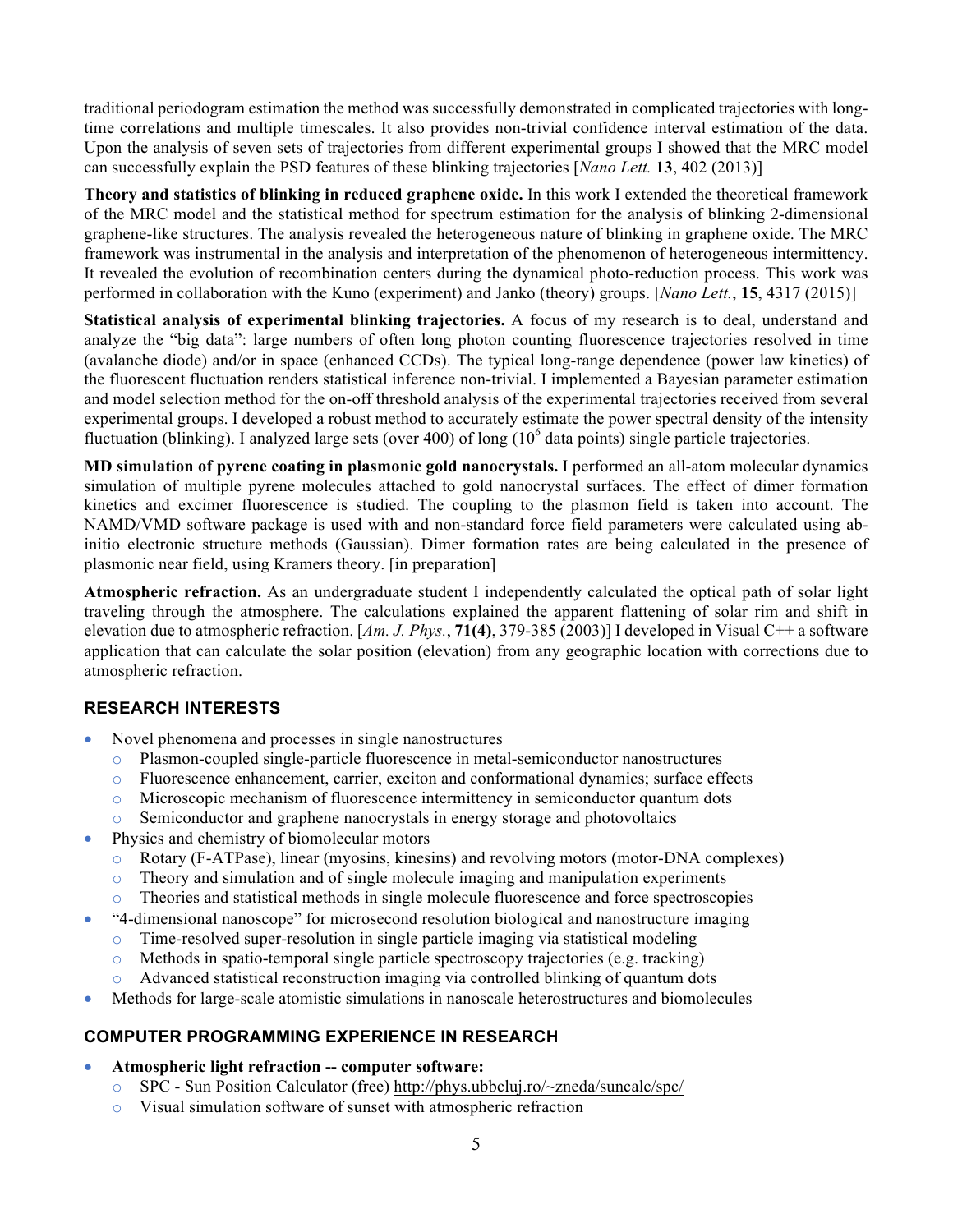traditional periodogram estimation the method was successfully demonstrated in complicated trajectories with long-time correlations and multiple timescales. It also provides non-trivial confidence interval estimation of the data. Upon the analysis of seven sets of trajectories from different experimental groups I showed that the MRC model can successfully explain the PSD features of these blinking trajectories [*Nano Lett.* **13**, 402 (2013)]

**Theory and statistics of blinking in reduced graphene oxide.** In this work I extended the theoretical framework of the MRC model and the statistical method for spectrum estimation for the analysis of blinking 2-dimensional graphene-like structures. The analysis revealed the heterogeneous nature of blinking in graphene oxide. The MRC framework was instrumental in the analysis and interpretation of the phenomenon of heterogeneous intermittency. It revealed the evolution of recombination centers during the dynamical photo-reduction process. This work was performed in collaboration with the Kuno (experiment) and Janko (theory) groups. [*Nano Lett.*, **15**, 4317 (2015)]

**Statistical analysis of experimental blinking trajectories.** A focus of my research is to deal, understand and analyze the "big data": large numbers of often long photon counting fluorescence trajectories resolved in time (avalanche diode) and/or in space (enhanced CCDs). The typical long-range dependence (power law kinetics) of the fluorescent fluctuation renders statistical inference non-trivial. I implemented a Bayesian parameter estimation and model selection method for the on-off threshold analysis of the experimental trajectories received from several experimental groups. I developed a robust method to accurately estimate the power spectral density of the intensity fluctuation (blinking). I analyzed large sets (over 400) of long ($10^6$ data points) single particle trajectories.

**MD simulation of pyrene coating in plasmonic gold nanocrystals.** I performed an all-atom molecular dynamics simulation of multiple pyrene molecules attached to gold nanocrystal surfaces. The effect of dimer formation kinetics and excimer fluorescence is studied. The coupling to the plasmon field is taken into account. The NAMD/VMD software package is used with and non-standard force field parameters were calculated using ab-initio electronic structure methods (Gaussian). Dimer formation rates are being calculated in the presence of plasmonic near field, using Kramers theory. [in preparation]

**Atmospheric refraction.** As an undergraduate student I independently calculated the optical path of solar light traveling through the atmosphere. The calculations explained the apparent flattening of solar rim and shift in elevation due to atmospheric refraction. [*Am. J. Phys.*, **71(4)**, 379-385 (2003)] I developed in Visual C++ a software application that can calculate the solar position (elevation) from any geographic location with corrections due to atmospheric refraction.

## RESEARCH INTERESTS

- Novel phenomena and processes in single nanostructures
  - Plasmon-coupled single-particle fluorescence in metal-semiconductor nanostructures
  - Fluorescence enhancement, carrier, exciton and conformational dynamics; surface effects
  - Microscopic mechanism of fluorescence intermittency in semiconductor quantum dots
  - Semiconductor and graphene nanocrystals in energy storage and photovoltaics
- Physics and chemistry of biomolecular motors
  - Rotary (F-ATPase), linear (myosins, kinesins) and revolving motors (motor-DNA complexes)
  - Theory and simulation and of single molecule imaging and manipulation experiments
  - Theories and statistical methods in single molecule fluorescence and force spectroscopies
- "4-dimensional nanoscope" for microsecond resolution biological and nanostructure imaging
  - Time-resolved super-resolution in single particle imaging via statistical modeling
  - Methods in spatio-temporal single particle spectroscopy trajectories (e.g. tracking)
  - Advanced statistical reconstruction imaging via controlled blinking of quantum dots
- Methods for large-scale atomistic simulations in nanoscale heterostructures and biomolecules

## COMPUTER PROGRAMMING EXPERIENCE IN RESEARCH

- **Atmospheric light refraction -- computer software:**
  - SPC - Sun Position Calculator (free) http://phys.ubbcluj.ro/~zneda/suncalc/spc/
  - Visual simulation software of sunset with atmospheric refraction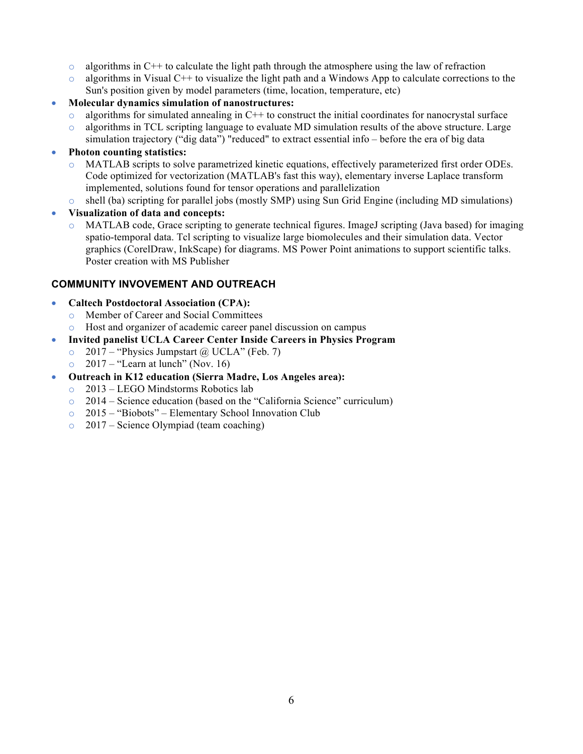- algorithms in C++ to calculate the light path through the atmosphere using the law of refraction
  - algorithms in Visual C++ to visualize the light path and a Windows App to calculate corrections to the Sun's position given by model parameters (time, location, temperature, etc)
- **Molecular dynamics simulation of nanostructures:**
  - algorithms for simulated annealing in C++ to construct the initial coordinates for nanocrystal surface
  - algorithms in TCL scripting language to evaluate MD simulation results of the above structure. Large simulation trajectory ("dig data") "reduced" to extract essential info – before the era of big data
- **Photon counting statistics:**
  - MATLAB scripts to solve parametrized kinetic equations, effectively parameterized first order ODEs. Code optimized for vectorization (MATLAB's fast this way), elementary inverse Laplace transform implemented, solutions found for tensor operations and parallelization
  - shell (ba) scripting for parallel jobs (mostly SMP) using Sun Grid Engine (including MD simulations)
- **Visualization of data and concepts:**
  - MATLAB code, Grace scripting to generate technical figures. ImageJ scripting (Java based) for imaging spatio-temporal data. Tcl scripting to visualize large biomolecules and their simulation data. Vector graphics (CorelDraw, InkScape) for diagrams. MS Power Point animations to support scientific talks. Poster creation with MS Publisher

## COMMUNITY INVOVEMENT AND OUTREACH

- **Caltech Postdoctoral Association (CPA):**
  - Member of Career and Social Committees
  - Host and organizer of academic career panel discussion on campus
- **Invited panelist UCLA Career Center Inside Careers in Physics Program**
  - 2017 – "Physics Jumpstart @ UCLA" (Feb. 7)
  - 2017 – "Learn at lunch" (Nov. 16)
- **Outreach in K12 education (Sierra Madre, Los Angeles area):**
  - 2013 – LEGO Mindstorms Robotics lab
  - 2014 – Science education (based on the "California Science" curriculum)
  - 2015 – "Biobots" – Elementary School Innovation Club
  - 2017 – Science Olympiad (team coaching)